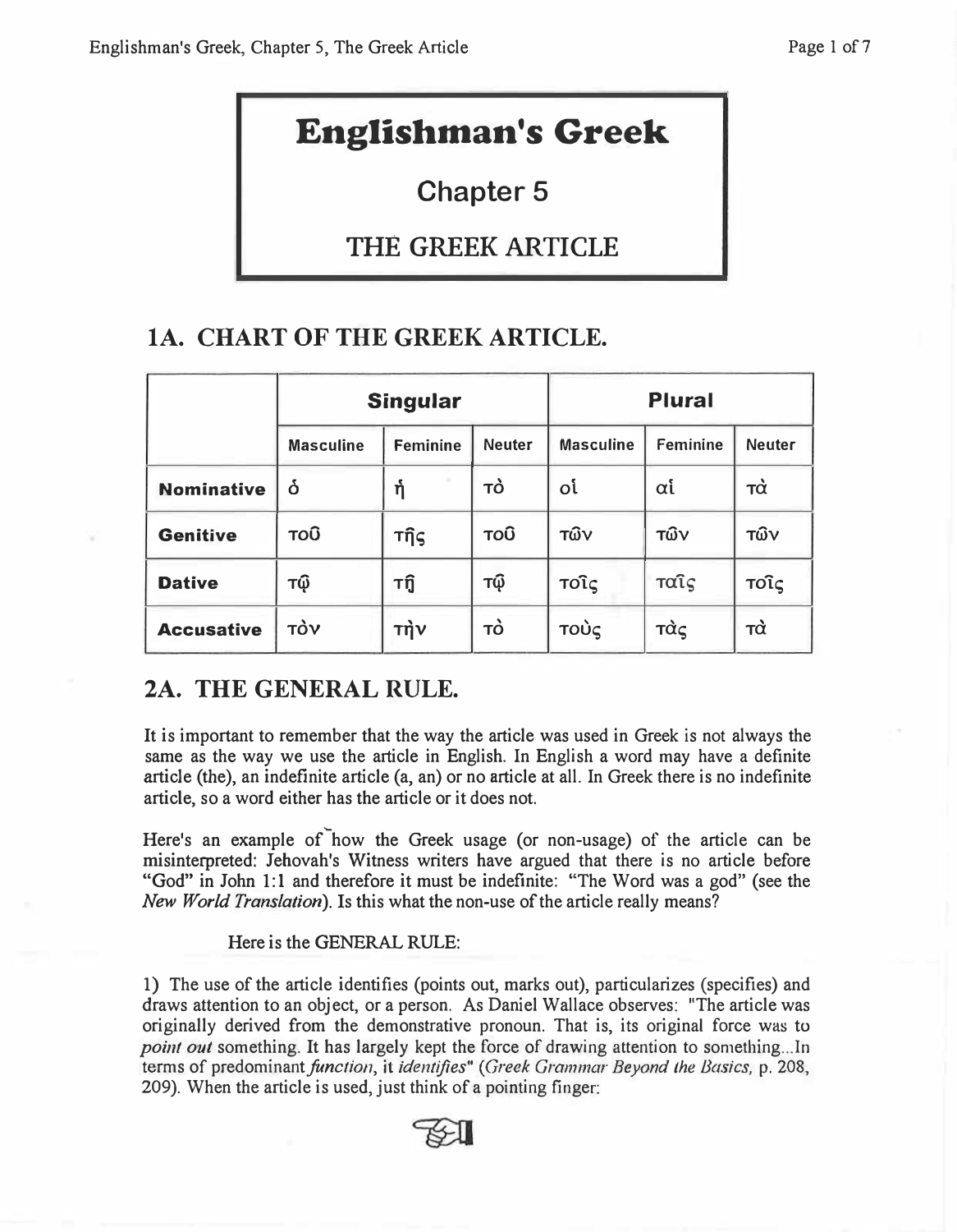# Englishman's Greek

## Chapter 5

## THE GREEK ARTICLE

## 1A. CHART OF THE GREEK ARTICLE.

| | Singular | | | Plural | | |
|---|---|---|---|---|---|---|
| | Masculine | Feminine | Neuter | Masculine | Feminine | Neuter |
| **Nominative** | ὁ | ἡ | τὸ | οἱ | αἱ | τὰ |
| **Genitive** | τοῦ | τῆς | τοῦ | τῶν | τῶν | τῶν |
| **Dative** | τῷ | τῇ | τῷ | τοῖς | ταῖς | τοῖς |
| **Accusative** | τὸν | τὴν | τὸ | τοὺς | τὰς | τὰ |

## 2A. THE GENERAL RULE.

It is important to remember that the way the article was used in Greek is not always the same as the way we use the article in English. In English a word may have a definite article (the), an indefinite article (a, an) or no article at all. In Greek there is no indefinite article, so a word either has the article or it does not.

Here's an example of how the Greek usage (or non-usage) of the article can be misinterpreted: Jehovah's Witness writers have argued that there is no article before "God" in John 1:1 and therefore it must be indefinite: "The Word was a god" (see the *New World Translation*). Is this what the non-use of the article really means?

Here is the GENERAL RULE:

1) The use of the article identifies (points out, marks out), particularizes (specifies) and draws attention to an object, or a person. As Daniel Wallace observes: "The article was originally derived from the demonstrative pronoun. That is, its original force was to *point out* something. It has largely kept the force of drawing attention to something...In terms of predominant *function*, it *identifies*" (*Greek Grammar Beyond the Basics*, p. 208, 209). When the article is used, just think of a pointing finger:

☞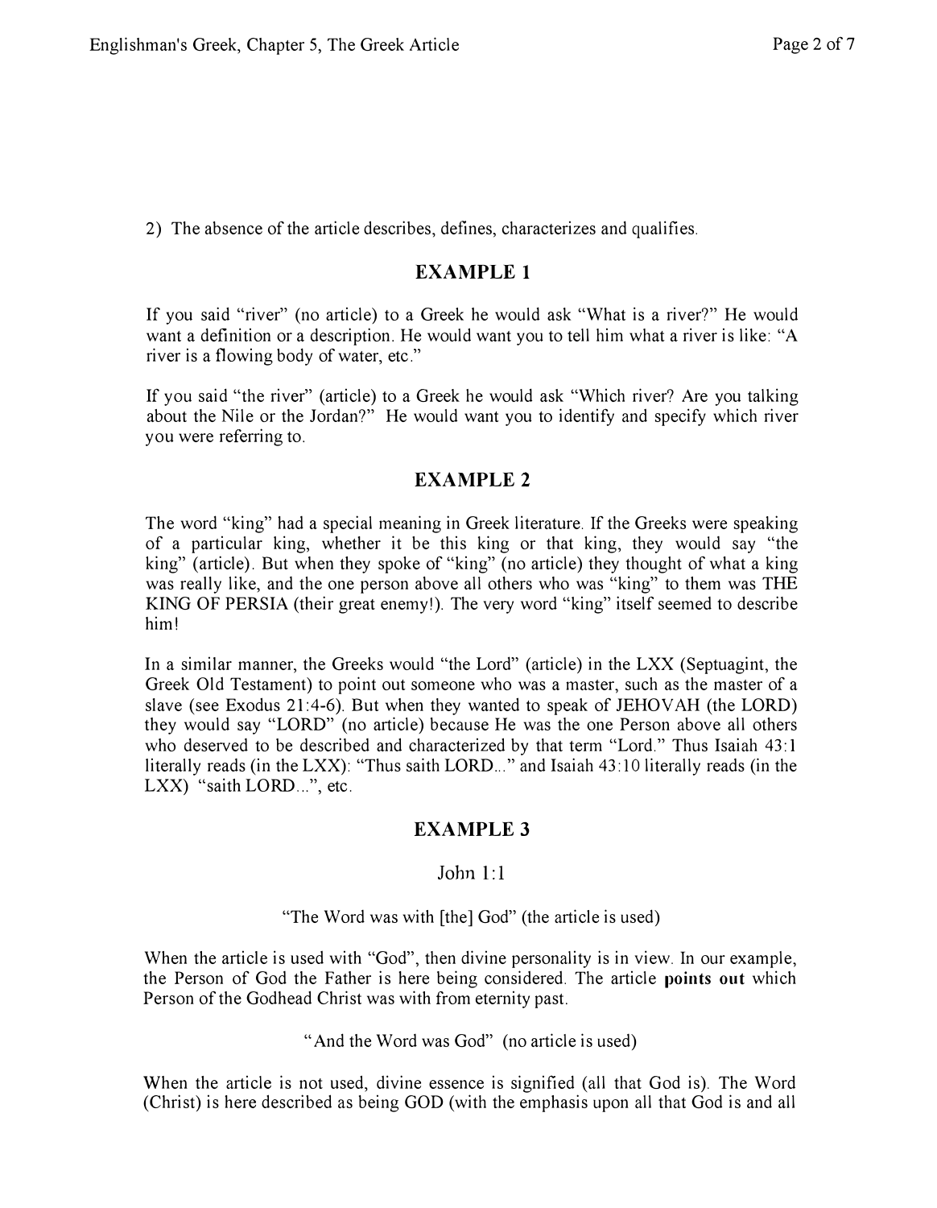2) The absence of the article describes, defines, characterizes and qualifies.

## EXAMPLE 1

If you said "river" (no article) to a Greek he would ask "What is a river?" He would want a definition or a description. He would want you to tell him what a river is like: "A river is a flowing body of water, etc."

If you said "the river" (article) to a Greek he would ask "Which river? Are you talking about the Nile or the Jordan?" He would want you to identify and specify which river you were referring to.

## EXAMPLE 2

The word "king" had a special meaning in Greek literature. If the Greeks were speaking of a particular king, whether it be this king or that king, they would say "the king" (article). But when they spoke of "king" (no article) they thought of what a king was really like, and the one person above all others who was "king" to them was THE KING OF PERSIA (their great enemy!). The very word "king" itself seemed to describe him!

In a similar manner, the Greeks would "the Lord" (article) in the LXX (Septuagint, the Greek Old Testament) to point out someone who was a master, such as the master of a slave (see Exodus 21:4-6). But when they wanted to speak of JEHOVAH (the LORD) they would say "LORD" (no article) because He was the one Person above all others who deserved to be described and characterized by that term "Lord." Thus Isaiah 43:1 literally reads (in the LXX): "Thus saith LORD..." and Isaiah 43:10 literally reads (in the LXX) "saith LORD...", etc.

## EXAMPLE 3

John 1:1

"The Word was with [the] God" (the article is used)

When the article is used with "God", then divine personality is in view. In our example, the Person of God the Father is here being considered. The article **points out** which Person of the Godhead Christ was with from eternity past.

"And the Word was God" (no article is used)

When the article is not used, divine essence is signified (all that God is). The Word (Christ) is here described as being GOD (with the emphasis upon all that God is and all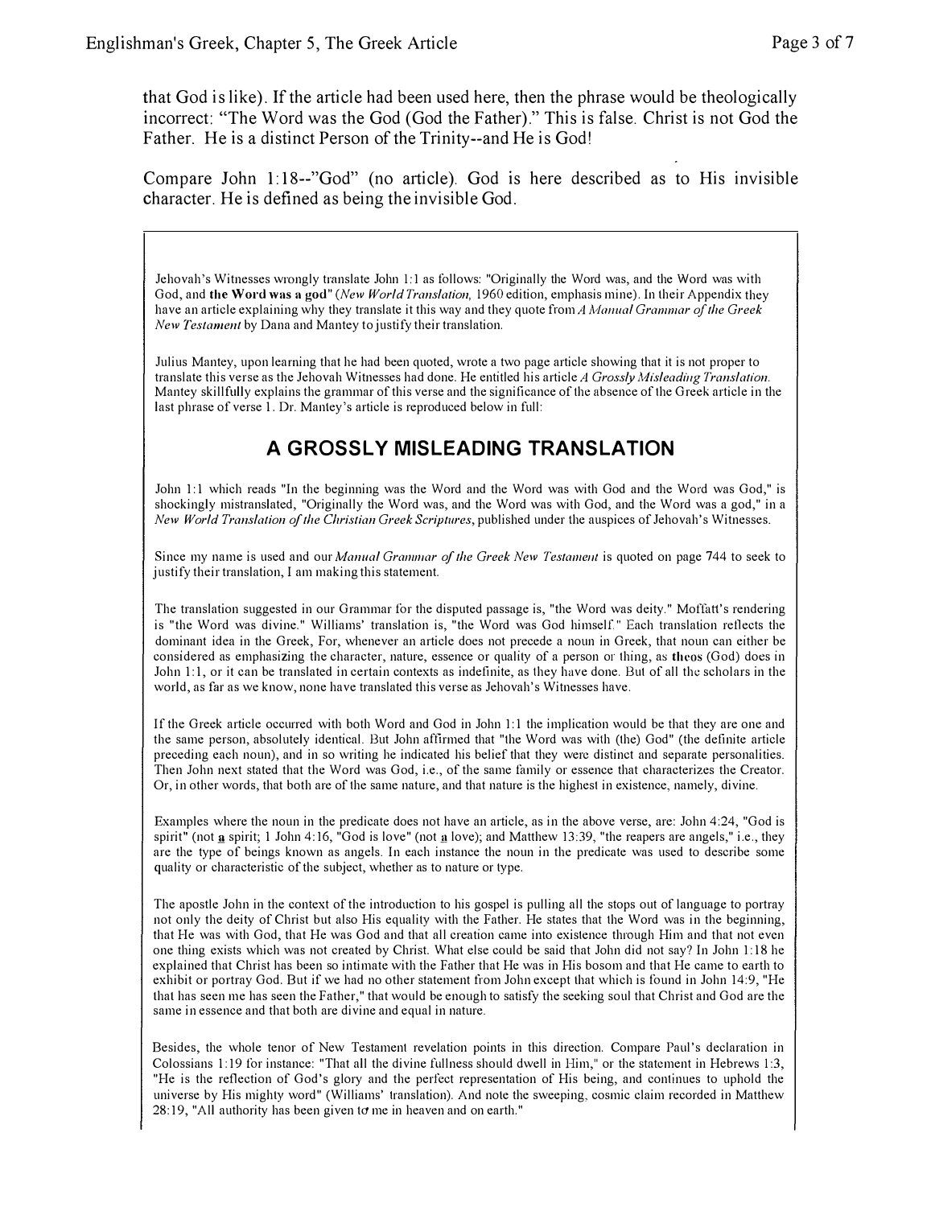that God is like). If the article had been used here, then the phrase would be theologically incorrect: "The Word was the God (God the Father)." This is false. Christ is not God the Father. He is a distinct Person of the Trinity--and He is God!

Compare John 1:18--"God" (no article). God is here described as to His invisible character. He is defined as being the invisible God.

---

Jehovah's Witnesses wrongly translate John 1:1 as follows: "Originally the Word was, and the Word was with God, and **the Word was a god**" (*New World Translation*, 1960 edition, emphasis mine). In their Appendix they have an article explaining why they translate it this way and they quote from *A Manual Grammar of the Greek New Testament* by Dana and Mantey to justify their translation.

Julius Mantey, upon learning that he had been quoted, wrote a two page article showing that it is not proper to translate this verse as the Jehovah Witnesses had done. He entitled his article *A Grossly Misleading Translation*. Mantey skillfully explains the grammar of this verse and the significance of the absence of the Greek article in the last phrase of verse 1. Dr. Mantey's article is reproduced below in full:

## A GROSSLY MISLEADING TRANSLATION

John 1:1 which reads "In the beginning was the Word and the Word was with God and the Word was God," is shockingly mistranslated, "Originally the Word was, and the Word was with God, and the Word was a god," in a *New World Translation of the Christian Greek Scriptures*, published under the auspices of Jehovah's Witnesses.

Since my name is used and our *Manual Grammar of the Greek New Testament* is quoted on page 744 to seek to justify their translation, I am making this statement.

The translation suggested in our Grammar for the disputed passage is, "the Word was deity." Moffatt's rendering is "the Word was divine." Williams' translation is, "the Word was God himself." Each translation reflects the dominant idea in the Greek, For, whenever an article does not precede a noun in Greek, that noun can either be considered as emphasizing the character, nature, essence or quality of a person or thing, as **theos** (God) does in John 1:1, or it can be translated in certain contexts as indefinite, as they have done. But of all the scholars in the world, as far as we know, none have translated this verse as Jehovah's Witnesses have.

If the Greek article occurred with both Word and God in John 1:1 the implication would be that they are one and the same person, absolutely identical. But John affirmed that "the Word was with (the) God" (the definite article preceding each noun), and in so writing he indicated his belief that they were distinct and separate personalities. Then John next stated that the Word was God, i.e., of the same family or essence that characterizes the Creator. Or, in other words, that both are of the same nature, and that nature is the highest in existence, namely, divine.

Examples where the noun in the predicate does not have an article, as in the above verse, are: John 4:24, "God is spirit" (not **a** spirit; 1 John 4:16, "God is love" (not a love); and Matthew 13:39, "the reapers are angels," i.e., they are the type of beings known as angels. In each instance the noun in the predicate was used to describe some quality or characteristic of the subject, whether as to nature or type.

The apostle John in the context of the introduction to his gospel is pulling all the stops out of language to portray not only the deity of Christ but also His equality with the Father. He states that the Word was in the beginning, that He was with God, that He was God and that all creation came into existence through Him and that not even one thing exists which was not created by Christ. What else could be said that John did not say? In John 1:18 he explained that Christ has been so intimate with the Father that He was in His bosom and that He came to earth to exhibit or portray God. But if we had no other statement from John except that which is found in John 14:9, "He that has seen me has seen the Father," that would be enough to satisfy the seeking soul that Christ and God are the same in essence and that both are divine and equal in nature.

Besides, the whole tenor of New Testament revelation points in this direction. Compare Paul's declaration in Colossians 1:19 for instance: "That all the divine fullness should dwell in Him," or the statement in Hebrews 1:3, "He is the reflection of God's glory and the perfect representation of His being, and continues to uphold the universe by His mighty word" (Williams' translation). And note the sweeping, cosmic claim recorded in Matthew 28:19, "All authority has been given to me in heaven and on earth."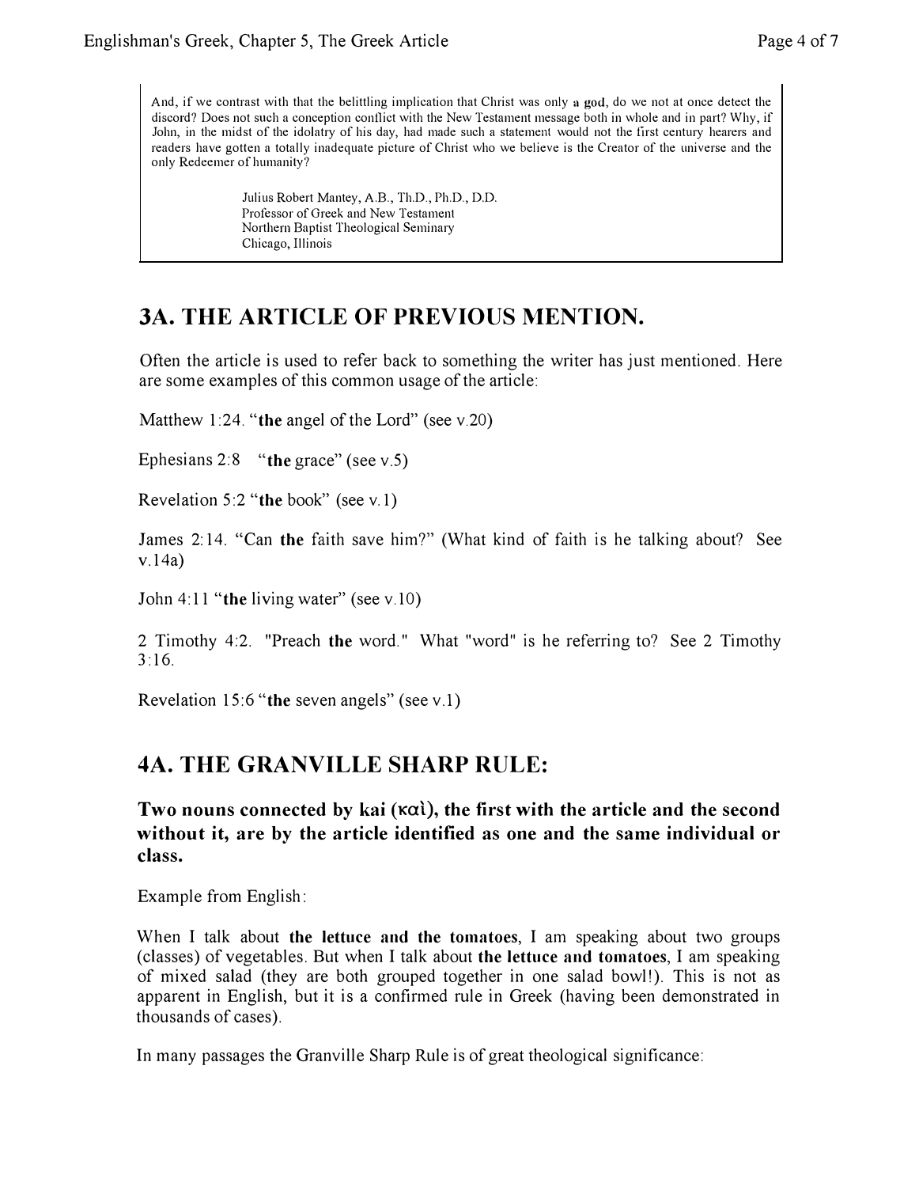> And, if we contrast with that the belittling implication that Christ was only **a god**, do we not at once detect the discord? Does not such a conception conflict with the New Testament message both in whole and in part? Why, if John, in the midst of the idolatry of his day, had made such a statement would not the first century hearers and readers have gotten a totally inadequate picture of Christ who we believe is the Creator of the universe and the only Redeemer of humanity?
>
> Julius Robert Mantey, A.B., Th.D., Ph.D., D.D.
> Professor of Greek and New Testament
> Northern Baptist Theological Seminary
> Chicago, Illinois

## 3A. THE ARTICLE OF PREVIOUS MENTION.

Often the article is used to refer back to something the writer has just mentioned. Here are some examples of this common usage of the article:

Matthew 1:24. "**the** angel of the Lord" (see v.20)

Ephesians 2:8 "**the** grace" (see v.5)

Revelation 5:2 "**the** book" (see v.1)

James 2:14. "Can **the** faith save him?" (What kind of faith is he talking about? See v.14a)

John 4:11 "**the** living water" (see v.10)

2 Timothy 4:2. "Preach **the** word." What "word" is he referring to? See 2 Timothy 3:16.

Revelation 15:6 "**the** seven angels" (see v.1)

## 4A. THE GRANVILLE SHARP RULE:

### Two nouns connected by kai (καὶ), the first with the article and the second without it, are by the article identified as one and the same individual or class.

Example from English:

When I talk about **the lettuce and the tomatoes**, I am speaking about two groups (classes) of vegetables. But when I talk about **the lettuce and tomatoes**, I am speaking of mixed salad (they are both grouped together in one salad bowl!). This is not as apparent in English, but it is a confirmed rule in Greek (having been demonstrated in thousands of cases).

In many passages the Granville Sharp Rule is of great theological significance: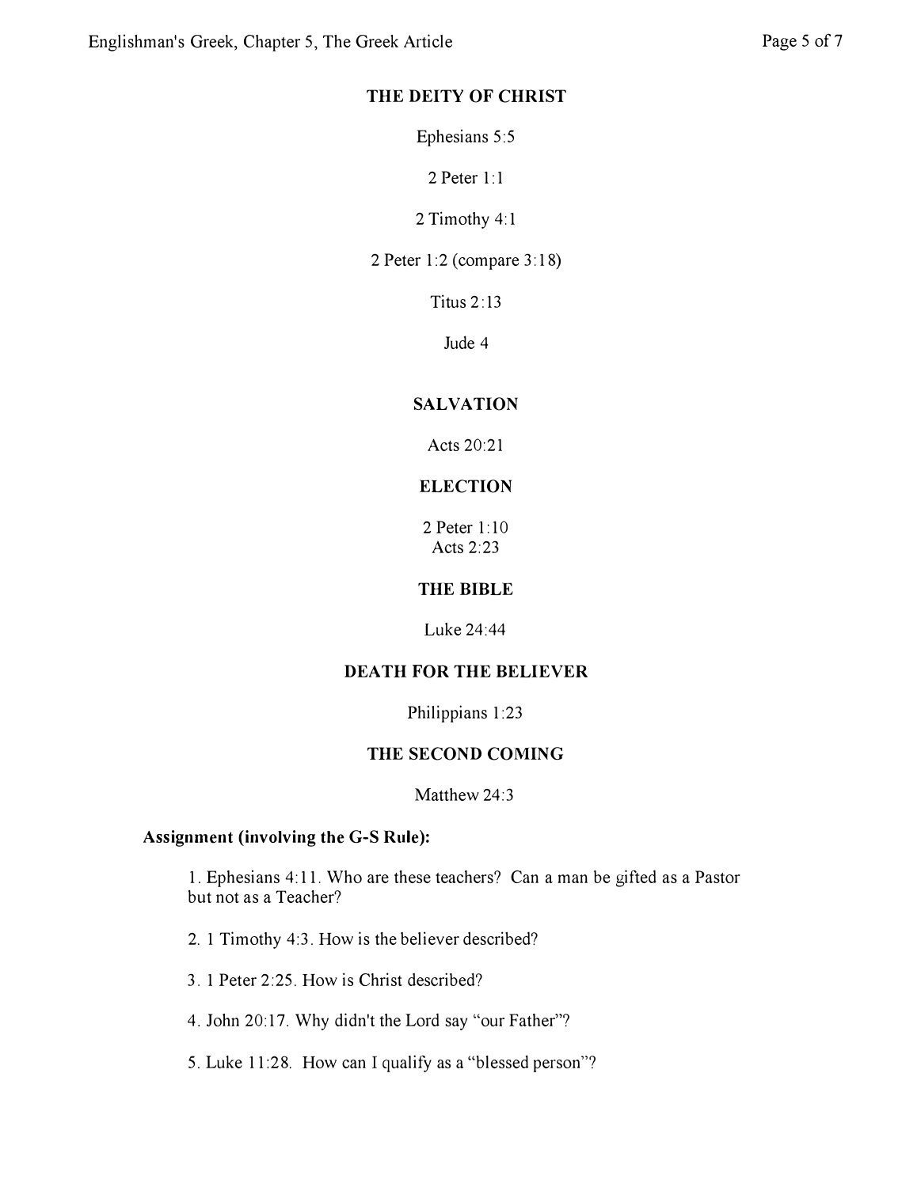## THE DEITY OF CHRIST

Ephesians 5:5

2 Peter 1:1

2 Timothy 4:1

2 Peter 1:2 (compare 3:18)

Titus 2:13

Jude 4

## SALVATION

Acts 20:21

## ELECTION

2 Peter 1:10
Acts 2:23

## THE BIBLE

Luke 24:44

## DEATH FOR THE BELIEVER

Philippians 1:23

## THE SECOND COMING

Matthew 24:3

**Assignment (involving the G-S Rule):**

1. Ephesians 4:11. Who are these teachers? Can a man be gifted as a Pastor but not as a Teacher?

2. 1 Timothy 4:3. How is the believer described?

3. 1 Peter 2:25. How is Christ described?

4. John 20:17. Why didn't the Lord say "our Father"?

5. Luke 11:28. How can I qualify as a "blessed person"?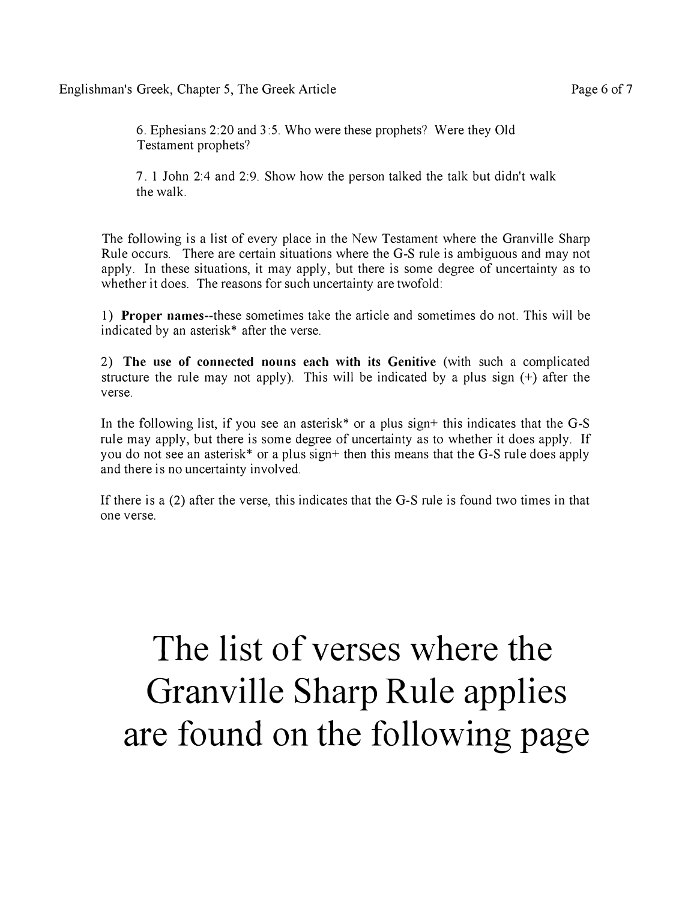6. Ephesians 2:20 and 3:5. Who were these prophets? Were they Old Testament prophets?

7. 1 John 2:4 and 2:9. Show how the person talked the talk but didn't walk the walk.

The following is a list of every place in the New Testament where the Granville Sharp Rule occurs. There are certain situations where the G-S rule is ambiguous and may not apply. In these situations, it may apply, but there is some degree of uncertainty as to whether it does. The reasons for such uncertainty are twofold:

1) **Proper names**--these sometimes take the article and sometimes do not. This will be indicated by an asterisk* after the verse.

2) **The use of connected nouns each with its Genitive** (with such a complicated structure the rule may not apply). This will be indicated by a plus sign (+) after the verse.

In the following list, if you see an asterisk* or a plus sign+ this indicates that the G-S rule may apply, but there is some degree of uncertainty as to whether it does apply. If you do not see an asterisk* or a plus sign+ then this means that the G-S rule does apply and there is no uncertainty involved.

If there is a (2) after the verse, this indicates that the G-S rule is found two times in that one verse.

# The list of verses where the Granville Sharp Rule applies are found on the following page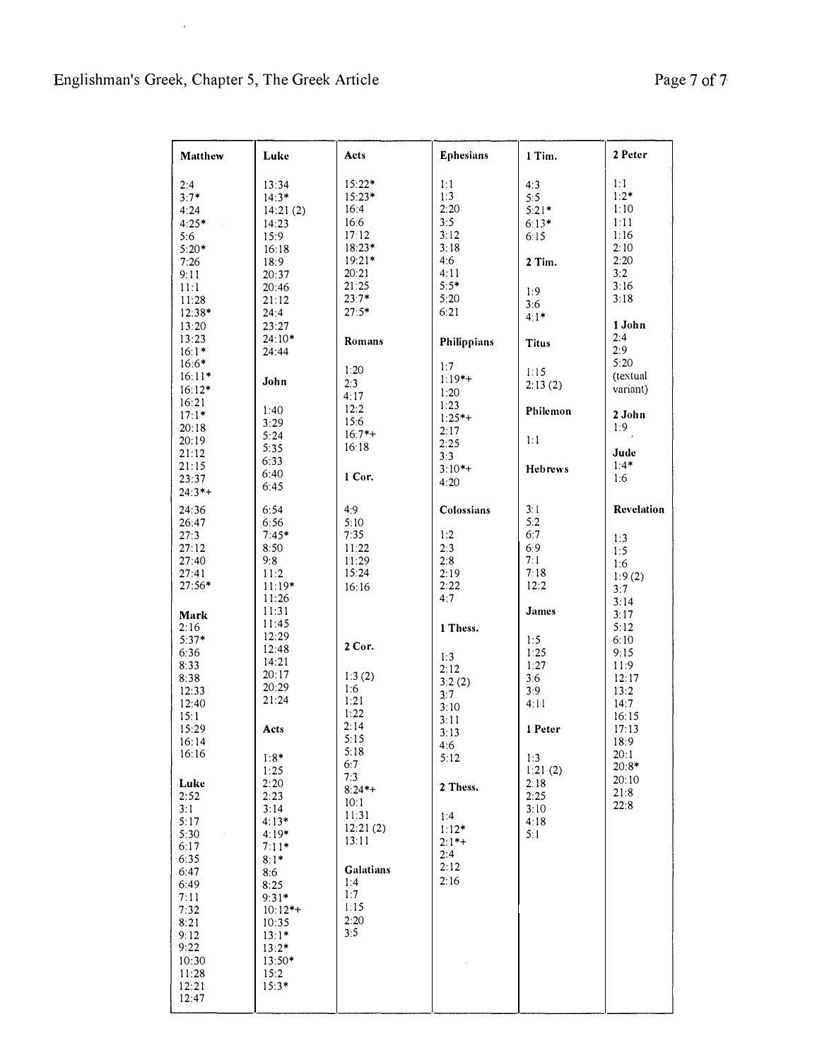**Matthew**

2:4
3:7*
4:24
4:25*
5:6
5:20*
7:26
9:11
11:1
11:28
12:38*
13:20
13:23
16:1*
16:6*
16:11*
16:12*
16:21
17:1*
20:18
20:19
21:12
21:15
23:37
24:3*+
24:36
26:47
27:3
27:12
27:40
27:41
27:56*

**Mark**

2:16
5:37*
6:36
8:33
8:38
12:33
12:40
15:1
15:29
16:14
16:16

**Luke**

2:52
3:1
5:17
5:30
6:17
6:35
6:47
6:49
7:11
7:32
8:21
9:12
9:22
10:30
11:28
12:21
12:47
13:34
14:3*
14:21 (2)
14:23
15:9
16:18
18:9
20:37
20:46
21:12
24:4
23:27
24:10*
24:44

**John**

1:40
3:29
5:24
5:35
6:33
6:40
6:45
6:54
6:56
7:45*
8:50
9:8
11:2
11:19*
11:26
11:31
11:45
12:29
12:48
14:21
20:17
20:29
21:24

**Acts**

1:8*
1:25
2:20
2:23
3:14
4:13*
4:19*
7:11*
8:1*
8:6
8:25
9:31*
10:12*+
10:35
13:1*
13:2*
13:50*
15:2
15:3*
15:22*
15:23*
16:4
16:6
17:12
18:23*
19:21*
20:21
21:25
23:7*
27:5*

**Romans**

1:20
2:3
4:17
12:2
15:6
16:7*+
16:18

**1 Cor.**

4:9
5:10
7:35
11:22
11:29
15:24
16:16

**2 Cor.**

1:3 (2)
1:6
1:21
1:22
2:14
5:15
5:18
6:7
7:3
8:24*+
10:1
11:31
12:21 (2)
13:11

**Galatians**

1:4
1:7
1:15
2:20
3:5

**Ephesians**

1:1
1:3
2:20
3:5
3:12
3:18
4:6
4:11
5:5*
5:20
6:21

**Philippians**

1:7
1:19*+
1:20
1:23
1:25*+
2:17
2:25
3:3
3:10*+
4:20

**Colossians**

1:2
2:3
2:8
2:19
2:22
4:7

**1 Thess.**

1:3
2:12
3:2 (2)
3:7
3:10
3:11
3:13
4:6
5:12

**2 Thess.**

1:4
1:12*
2:1*+
2:4
2:12
2:16

**1 Tim.**

4:3
5:5
5:21*
6:13*
6:15

**2 Tim.**

1:9
3:6
4:1*

**Titus**

1:15
2:13 (2)

**Philemon**

1:1

**Hebrews**

3:1
5:2
6:7
6:9
7:1
7:18
12:2

**James**

1:5
1:25
1:27
3:6
3:9
4:11

**1 Peter**

1:3
1:21 (2)
2:18
2:25
3:10
4:18
5:1

**2 Peter**

1:1
1:2*
1:10
1:11
1:16
2:10
2:20
3:2
3:16
3:18

**1 John**

2:4
2:9
5:20 (textual variant)

**2 John**

1:9

**Jude**

1:4*
1:6

**Revelation**

1:3
1:5
1:6
1:9 (2)
3:7
3:14
3:17
5:12
6:10
9:15
11:9
12:17
13:2
14:7
16:15
17:13
18:9
20:1
20:8*
20:10
21:8
22:8